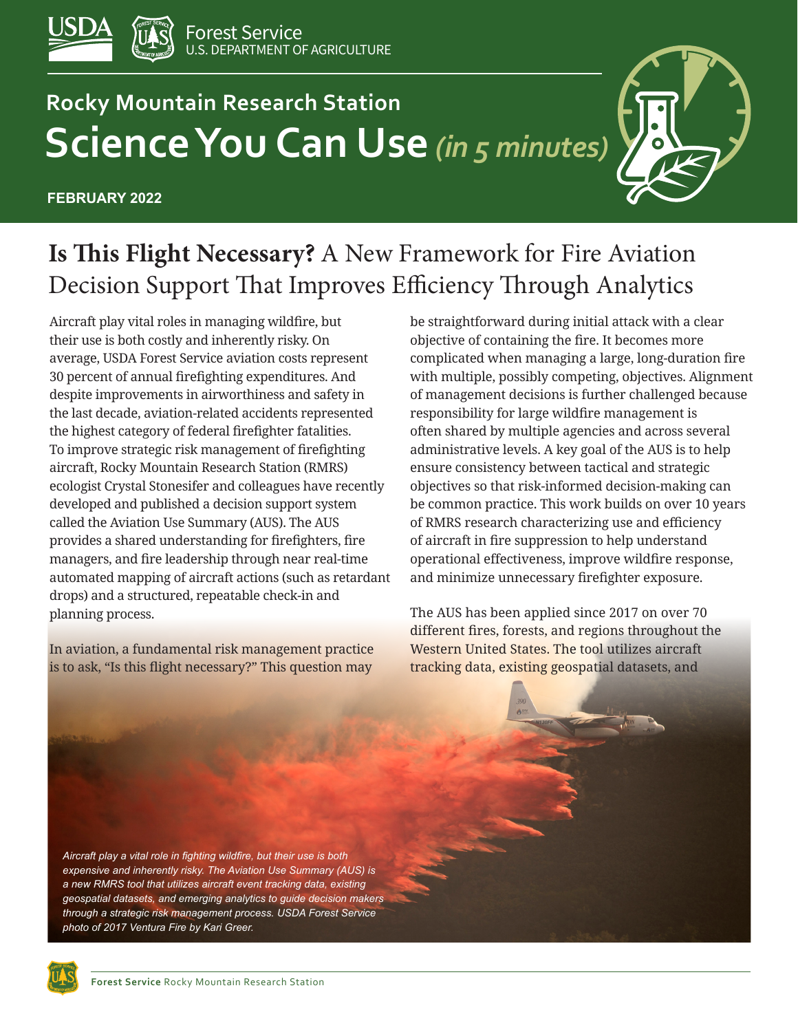USDA Forest Service U.S. DEPARTMENT OF AGRICULTURE

## Rocky Mountain Research Station

# Science You Can Use *(in 5 minutes)*

**FEBRUARY 2022**

# **Is This Flight Necessary?** A New Framework for Fire Aviation Decision Support That Improves Efficiency Through Analytics

Aircraft play vital roles in managing wildfire, but their use is both costly and inherently risky. On average, USDA Forest Service aviation costs represent 30 percent of annual firefighting expenditures. And despite improvements in airworthiness and safety in the last decade, aviation-related accidents represented the highest category of federal firefighter fatalities. To improve strategic risk management of firefighting aircraft, Rocky Mountain Research Station (RMRS) ecologist Crystal Stonesifer and colleagues have recently developed and published a decision support system called the Aviation Use Summary (AUS). The AUS provides a shared understanding for firefighters, fire managers, and fire leadership through near real-time automated mapping of aircraft actions (such as retardant drops) and a structured, repeatable check-in and planning process.

In aviation, a fundamental risk management practice is to ask, "Is this flight necessary?" This question may be straightforward during initial attack with a clear objective of containing the fire. It becomes more complicated when managing a large, long-duration fire with multiple, possibly competing, objectives. Alignment of management decisions is further challenged because responsibility for large wildfire management is often shared by multiple agencies and across several administrative levels. A key goal of the AUS is to help ensure consistency between tactical and strategic objectives so that risk-informed decision-making can be common practice. This work builds on over 10 years of RMRS research characterizing use and efficiency of aircraft in fire suppression to help understand operational effectiveness, improve wildfire response, and minimize unnecessary firefighter exposure.

The AUS has been applied since 2017 on over 70 different fires, forests, and regions throughout the Western United States. The tool utilizes aircraft tracking data, existing geospatial datasets, and

*Aircraft play a vital role in fighting wildfire, but their use is both expensive and inherently risky. The Aviation Use Summary (AUS) is a new RMRS tool that utilizes aircraft event tracking data, existing geospatial datasets, and emerging analytics to guide decision makers through a strategic risk management process. USDA Forest Service photo of 2017 Ventura Fire by Kari Greer.*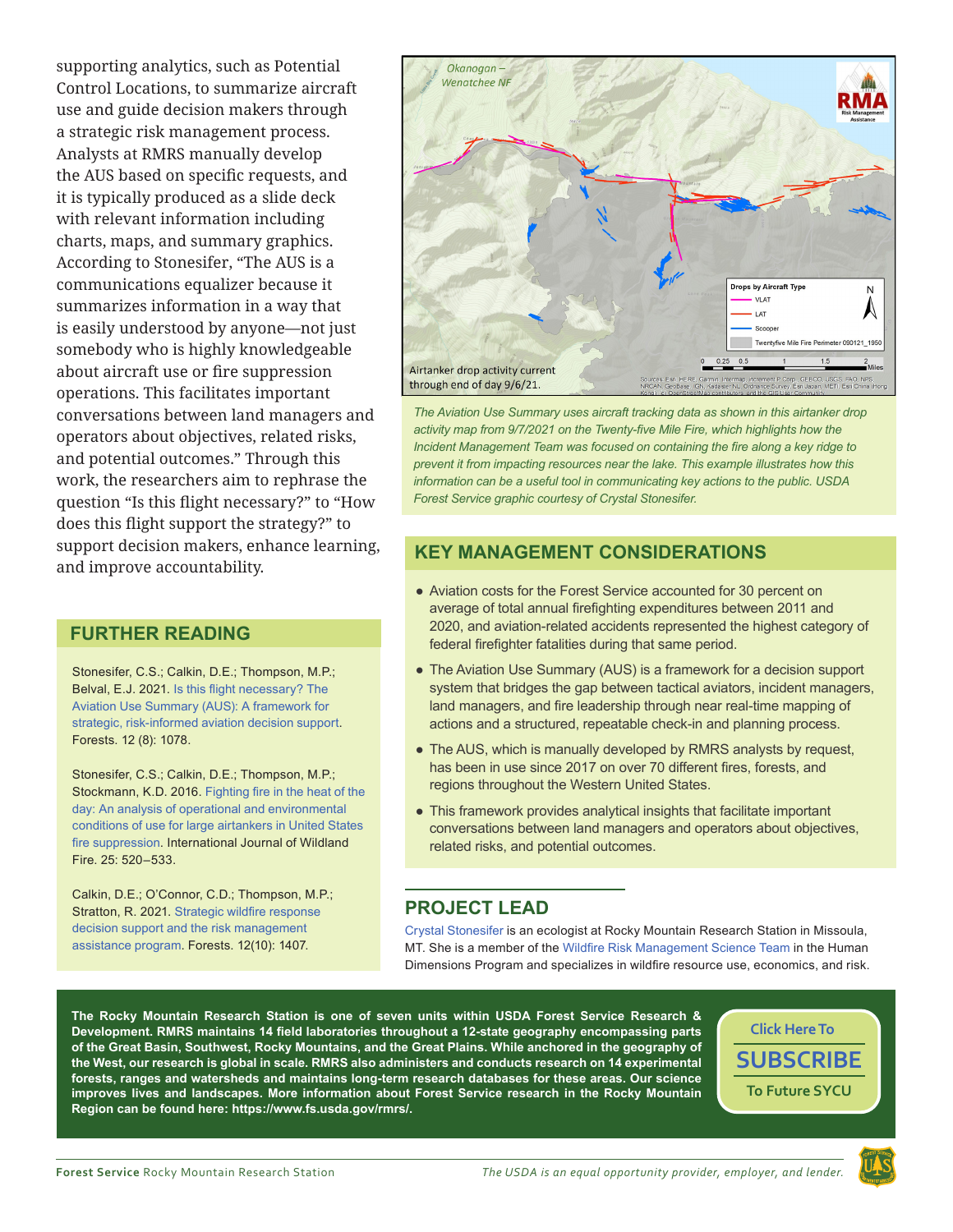supporting analytics, such as Potential Control Locations, to summarize aircraft use and guide decision makers through a strategic risk management process. Analysts at RMRS manually develop the AUS based on specific requests, and it is typically produced as a slide deck with relevant information including charts, maps, and summary graphics. According to Stonesifer, "The AUS is a communications equalizer because it summarizes information in a way that is easily understood by anyone—not just somebody who is highly knowledgeable about aircraft use or fire suppression operations. This facilitates important conversations between land managers and operators about objectives, related risks, and potential outcomes." Through this work, the researchers aim to rephrase the question "Is this flight necessary?" to "How does this flight support the strategy?" to support decision makers, enhance learning, and improve accountability.

Okanogan – Wenatchee NF

Drops by Aircraft Type
VLAT
LAT
Scooper
Twentyfive Mile Fire Perimeter 090121_1950

0 0.25 0.5 1 1.5 2 Miles

Airtanker drop activity current through end of day 9/6/21.

*The Aviation Use Summary uses aircraft tracking data as shown in this airtanker drop activity map from 9/7/2021 on the Twenty-five Mile Fire, which highlights how the Incident Management Team was focused on containing the fire along a key ridge to prevent it from impacting resources near the lake. This example illustrates how this information can be a useful tool in communicating key actions to the public. USDA Forest Service graphic courtesy of Crystal Stonesifer.*

## FURTHER READING

Stonesifer, C.S.; Calkin, D.E.; Thompson, M.P.; Belval, E.J. 2021. Is this flight necessary? The Aviation Use Summary (AUS): A framework for strategic, risk-informed aviation decision support. Forests. 12 (8): 1078.

Stonesifer, C.S.; Calkin, D.E.; Thompson, M.P.; Stockmann, K.D. 2016. Fighting fire in the heat of the day: An analysis of operational and environmental conditions of use for large airtankers in United States fire suppression. International Journal of Wildland Fire. 25: 520–533.

Calkin, D.E.; O'Connor, C.D.; Thompson, M.P.; Stratton, R. 2021. Strategic wildfire response decision support and the risk management assistance program. Forests. 12(10): 1407.

## KEY MANAGEMENT CONSIDERATIONS

- Aviation costs for the Forest Service accounted for 30 percent on average of total annual firefighting expenditures between 2011 and 2020, and aviation-related accidents represented the highest category of federal firefighter fatalities during that same period.
- The Aviation Use Summary (AUS) is a framework for a decision support system that bridges the gap between tactical aviators, incident managers, land managers, and fire leadership through near real-time mapping of actions and a structured, repeatable check-in and planning process.
- The AUS, which is manually developed by RMRS analysts by request, has been in use since 2017 on over 70 different fires, forests, and regions throughout the Western United States.
- This framework provides analytical insights that facilitate important conversations between land managers and operators about objectives, related risks, and potential outcomes.

## PROJECT LEAD

Crystal Stonesifer is an ecologist at Rocky Mountain Research Station in Missoula, MT. She is a member of the Wildfire Risk Management Science Team in the Human Dimensions Program and specializes in wildfire resource use, economics, and risk.

**The Rocky Mountain Research Station is one of seven units within USDA Forest Service Research & Development. RMRS maintains 14 field laboratories throughout a 12-state geography encompassing parts of the Great Basin, Southwest, Rocky Mountains, and the Great Plains. While anchored in the geography of the West, our research is global in scale. RMRS also administers and conducts research on 14 experimental forests, ranges and watersheds and maintains long-term research databases for these areas. Our science improves lives and landscapes. More information about Forest Service research in the Rocky Mountain Region can be found here: https://www.fs.usda.gov/rmrs/.**

Click Here To SUBSCRIBE To Future SYCU

*The USDA is an equal opportunity provider, employer, and lender.*